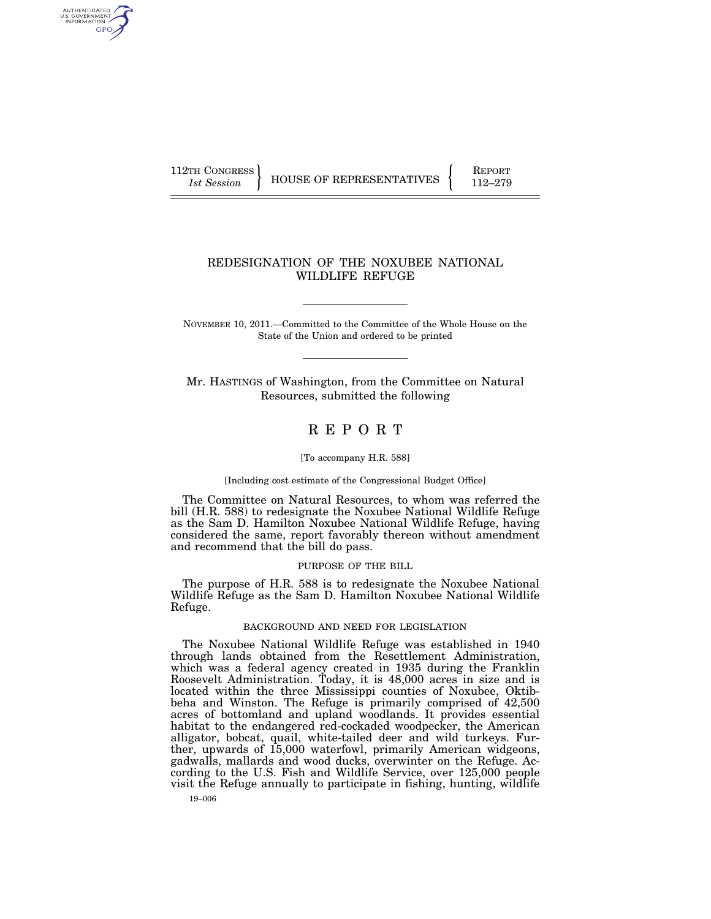112TH CONGRESS
*1st Session*

HOUSE OF REPRESENTATIVES

REPORT
112–279

# REDESIGNATION OF THE NOXUBEE NATIONAL WILDLIFE REFUGE

NOVEMBER 10, 2011.—Committed to the Committee of the Whole House on the State of the Union and ordered to be printed

Mr. HASTINGS of Washington, from the Committee on Natural Resources, submitted the following

## REPORT

[To accompany H.R. 588]

[Including cost estimate of the Congressional Budget Office]

The Committee on Natural Resources, to whom was referred the bill (H.R. 588) to redesignate the Noxubee National Wildlife Refuge as the Sam D. Hamilton Noxubee National Wildlife Refuge, having considered the same, report favorably thereon without amendment and recommend that the bill do pass.

### PURPOSE OF THE BILL

The purpose of H.R. 588 is to redesignate the Noxubee National Wildlife Refuge as the Sam D. Hamilton Noxubee National Wildlife Refuge.

### BACKGROUND AND NEED FOR LEGISLATION

The Noxubee National Wildlife Refuge was established in 1940 through lands obtained from the Resettlement Administration, which was a federal agency created in 1935 during the Franklin Roosevelt Administration. Today, it is 48,000 acres in size and is located within the three Mississippi counties of Noxubee, Oktibbeha and Winston. The Refuge is primarily comprised of 42,500 acres of bottomland and upland woodlands. It provides essential habitat to the endangered red-cockaded woodpecker, the American alligator, bobcat, quail, white-tailed deer and wild turkeys. Further, upwards of 15,000 waterfowl, primarily American widgeons, gadwalls, mallards and wood ducks, overwinter on the Refuge. According to the U.S. Fish and Wildlife Service, over 125,000 people visit the Refuge annually to participate in fishing, hunting, wildlife

19–006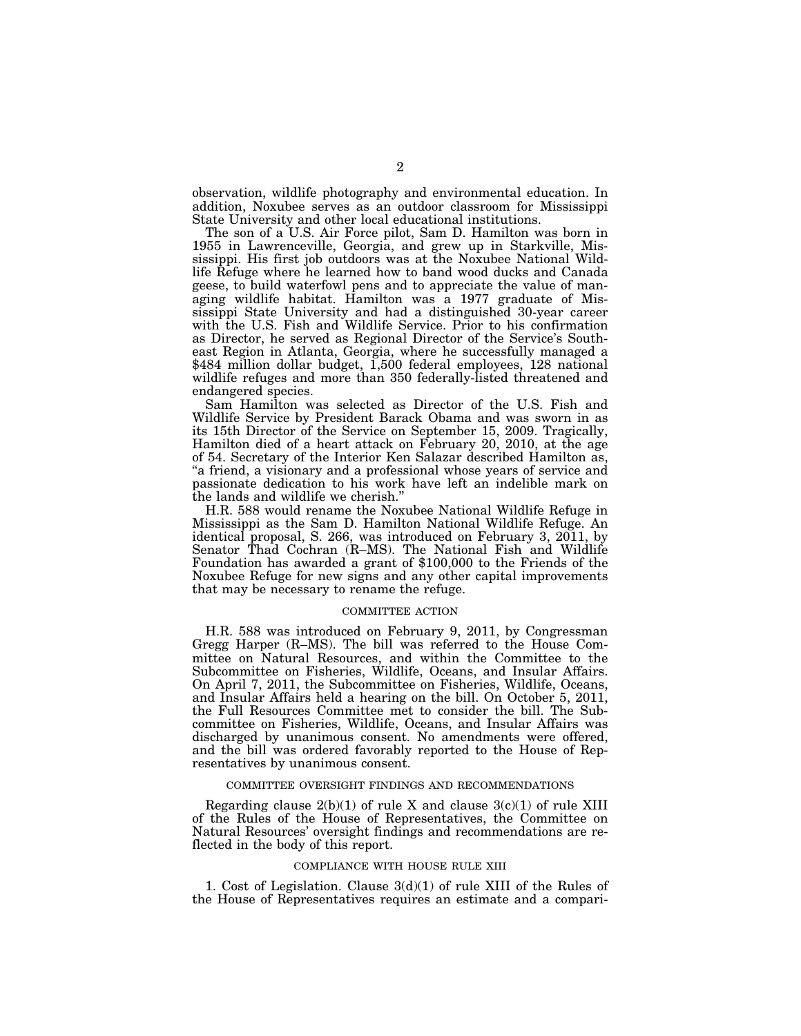observation, wildlife photography and environmental education. In addition, Noxubee serves as an outdoor classroom for Mississippi State University and other local educational institutions.

The son of a U.S. Air Force pilot, Sam D. Hamilton was born in 1955 in Lawrenceville, Georgia, and grew up in Starkville, Mississippi. His first job outdoors was at the Noxubee National Wildlife Refuge where he learned how to band wood ducks and Canada geese, to build waterfowl pens and to appreciate the value of managing wildlife habitat. Hamilton was a 1977 graduate of Mississippi State University and had a distinguished 30-year career with the U.S. Fish and Wildlife Service. Prior to his confirmation as Director, he served as Regional Director of the Service's Southeast Region in Atlanta, Georgia, where he successfully managed a $484 million dollar budget, 1,500 federal employees, 128 national wildlife refuges and more than 350 federally-listed threatened and endangered species.

Sam Hamilton was selected as Director of the U.S. Fish and Wildlife Service by President Barack Obama and was sworn in as its 15th Director of the Service on September 15, 2009. Tragically, Hamilton died of a heart attack on February 20, 2010, at the age of 54. Secretary of the Interior Ken Salazar described Hamilton as, "a friend, a visionary and a professional whose years of service and passionate dedication to his work have left an indelible mark on the lands and wildlife we cherish."

H.R. 588 would rename the Noxubee National Wildlife Refuge in Mississippi as the Sam D. Hamilton National Wildlife Refuge. An identical proposal, S. 266, was introduced on February 3, 2011, by Senator Thad Cochran (R–MS). The National Fish and Wildlife Foundation has awarded a grant of $100,000 to the Friends of the Noxubee Refuge for new signs and any other capital improvements that may be necessary to rename the refuge.

## COMMITTEE ACTION

H.R. 588 was introduced on February 9, 2011, by Congressman Gregg Harper (R–MS). The bill was referred to the House Committee on Natural Resources, and within the Committee to the Subcommittee on Fisheries, Wildlife, Oceans, and Insular Affairs. On April 7, 2011, the Subcommittee on Fisheries, Wildlife, Oceans, and Insular Affairs held a hearing on the bill. On October 5, 2011, the Full Resources Committee met to consider the bill. The Subcommittee on Fisheries, Wildlife, Oceans, and Insular Affairs was discharged by unanimous consent. No amendments were offered, and the bill was ordered favorably reported to the House of Representatives by unanimous consent.

## COMMITTEE OVERSIGHT FINDINGS AND RECOMMENDATIONS

Regarding clause 2(b)(1) of rule X and clause 3(c)(1) of rule XIII of the Rules of the House of Representatives, the Committee on Natural Resources' oversight findings and recommendations are reflected in the body of this report.

## COMPLIANCE WITH HOUSE RULE XIII

1. Cost of Legislation. Clause 3(d)(1) of rule XIII of the Rules of the House of Representatives requires an estimate and a compari-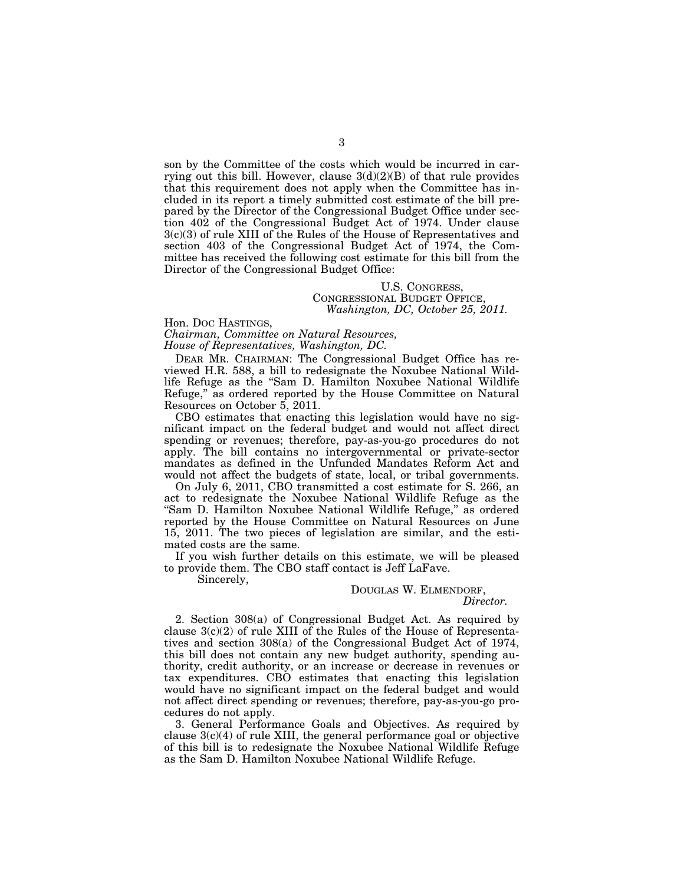son by the Committee of the costs which would be incurred in carrying out this bill. However, clause 3(d)(2)(B) of that rule provides that this requirement does not apply when the Committee has included in its report a timely submitted cost estimate of the bill prepared by the Director of the Congressional Budget Office under section 402 of the Congressional Budget Act of 1974. Under clause 3(c)(3) of rule XIII of the Rules of the House of Representatives and section 403 of the Congressional Budget Act of 1974, the Committee has received the following cost estimate for this bill from the Director of the Congressional Budget Office:

U.S. CONGRESS,
CONGRESSIONAL BUDGET OFFICE,
*Washington, DC, October 25, 2011.*

Hon. DOC HASTINGS,
*Chairman, Committee on Natural Resources,*
*House of Representatives, Washington, DC.*

DEAR MR. CHAIRMAN: The Congressional Budget Office has reviewed H.R. 588, a bill to redesignate the Noxubee National Wildlife Refuge as the "Sam D. Hamilton Noxubee National Wildlife Refuge," as ordered reported by the House Committee on Natural Resources on October 5, 2011.

CBO estimates that enacting this legislation would have no significant impact on the federal budget and would not affect direct spending or revenues; therefore, pay-as-you-go procedures do not apply. The bill contains no intergovernmental or private-sector mandates as defined in the Unfunded Mandates Reform Act and would not affect the budgets of state, local, or tribal governments.

On July 6, 2011, CBO transmitted a cost estimate for S. 266, an act to redesignate the Noxubee National Wildlife Refuge as the "Sam D. Hamilton Noxubee National Wildlife Refuge," as ordered reported by the House Committee on Natural Resources on June 15, 2011. The two pieces of legislation are similar, and the estimated costs are the same.

If you wish further details on this estimate, we will be pleased to provide them. The CBO staff contact is Jeff LaFave.

Sincerely,

DOUGLAS W. ELMENDORF,
*Director.*

2. Section 308(a) of Congressional Budget Act. As required by clause 3(c)(2) of rule XIII of the Rules of the House of Representatives and section 308(a) of the Congressional Budget Act of 1974, this bill does not contain any new budget authority, spending authority, credit authority, or an increase or decrease in revenues or tax expenditures. CBO estimates that enacting this legislation would have no significant impact on the federal budget and would not affect direct spending or revenues; therefore, pay-as-you-go procedures do not apply.

3. General Performance Goals and Objectives. As required by clause 3(c)(4) of rule XIII, the general performance goal or objective of this bill is to redesignate the Noxubee National Wildlife Refuge as the Sam D. Hamilton Noxubee National Wildlife Refuge.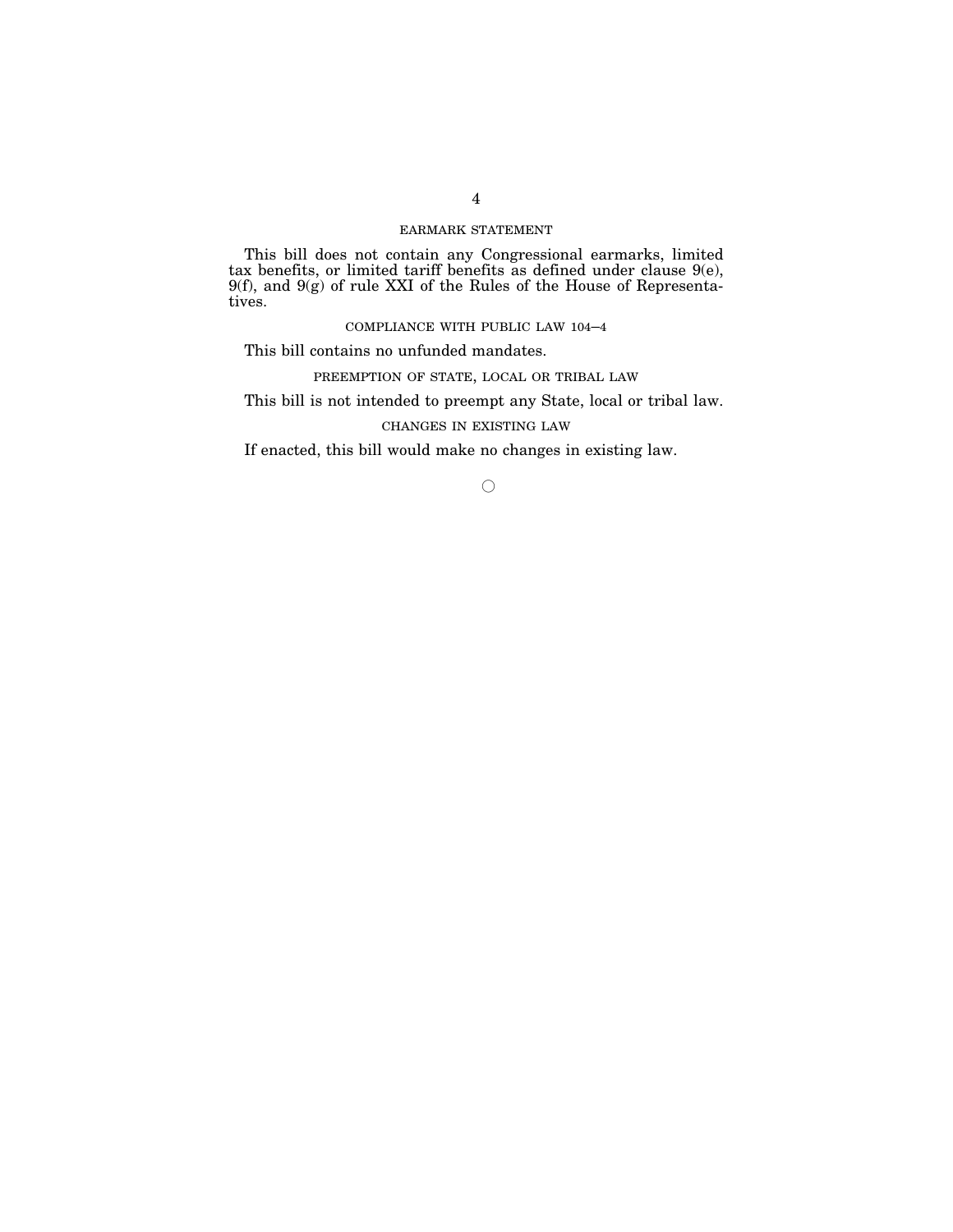## EARMARK STATEMENT

This bill does not contain any Congressional earmarks, limited tax benefits, or limited tariff benefits as defined under clause 9(e), 9(f), and 9(g) of rule XXI of the Rules of the House of Representatives.

## COMPLIANCE WITH PUBLIC LAW 104–4

This bill contains no unfunded mandates.

## PREEMPTION OF STATE, LOCAL OR TRIBAL LAW

This bill is not intended to preempt any State, local or tribal law.

## CHANGES IN EXISTING LAW

If enacted, this bill would make no changes in existing law.

○